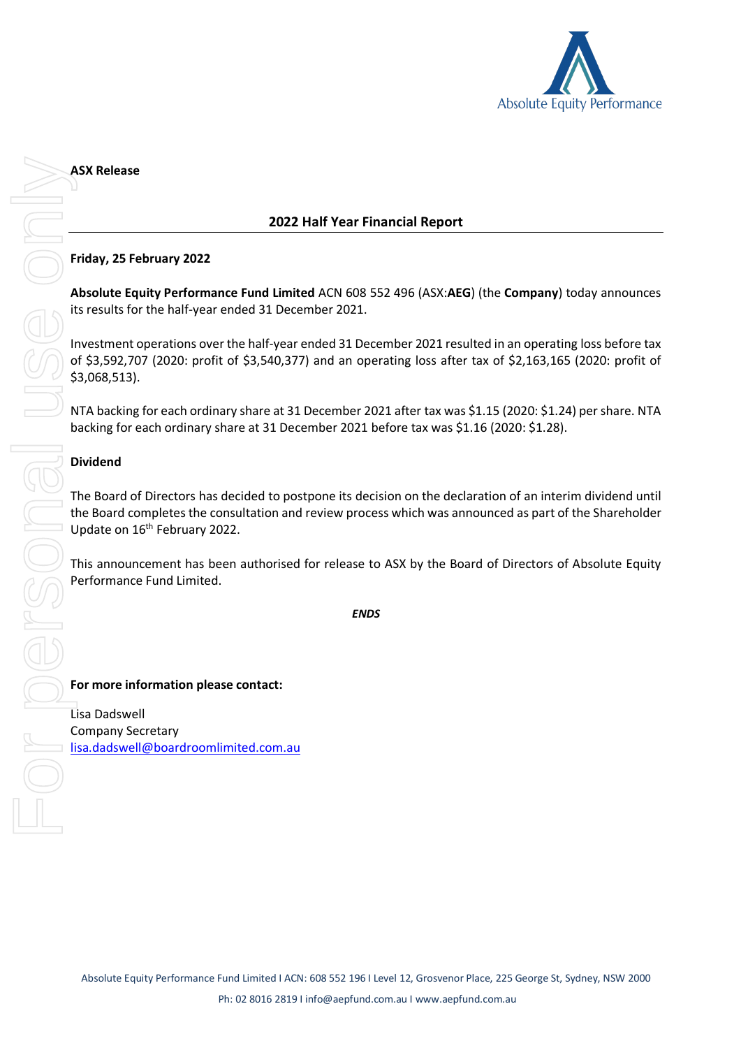**ASX Release**

## 2022 Half Year Financial Report

**Friday, 25 February 2022**

**Absolute Equity Performance Fund Limited** ACN 608 552 496 (ASX:**AEG**) (the **Company**) today announces its results for the half-year ended 31 December 2021.

Investment operations over the half-year ended 31 December 2021 resulted in an operating loss before tax of $3,592,707 (2020: profit of $3,540,377) and an operating loss after tax of $2,163,165 (2020: profit of $3,068,513).

NTA backing for each ordinary share at 31 December 2021 after tax was $1.15 (2020: $1.24) per share. NTA backing for each ordinary share at 31 December 2021 before tax was $1.16 (2020: $1.28).

**Dividend**

The Board of Directors has decided to postpone its decision on the declaration of an interim dividend until the Board completes the consultation and review process which was announced as part of the Shareholder Update on 16th February 2022.

This announcement has been authorised for release to ASX by the Board of Directors of Absolute Equity Performance Fund Limited.

***ENDS***

**For more information please contact:**

Lisa Dadswell
Company Secretary
lisa.dadswell@boardroomlimited.com.au

Absolute Equity Performance Fund Limited I ACN: 608 552 196 I Level 12, Grosvenor Place, 225 George St, Sydney, NSW 2000
Ph: 02 8016 2819 I info@aepfund.com.au I www.aepfund.com.au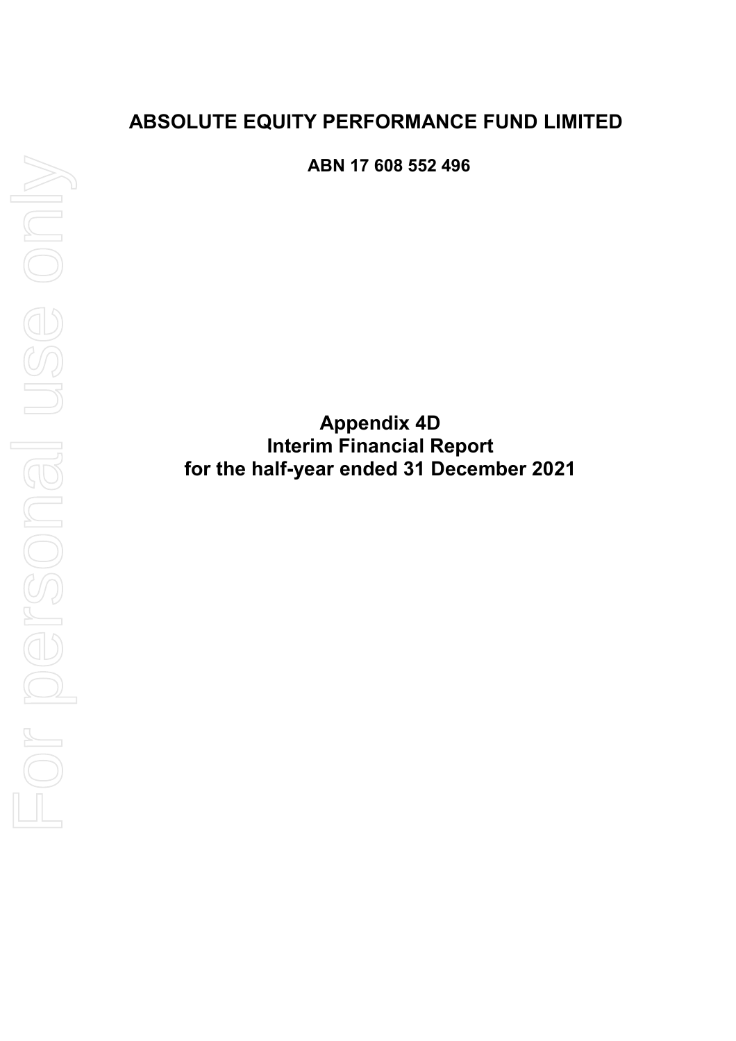# ABSOLUTE EQUITY PERFORMANCE FUND LIMITED

**ABN 17 608 552 496**

# Appendix 4D
# Interim Financial Report
# for the half-year ended 31 December 2021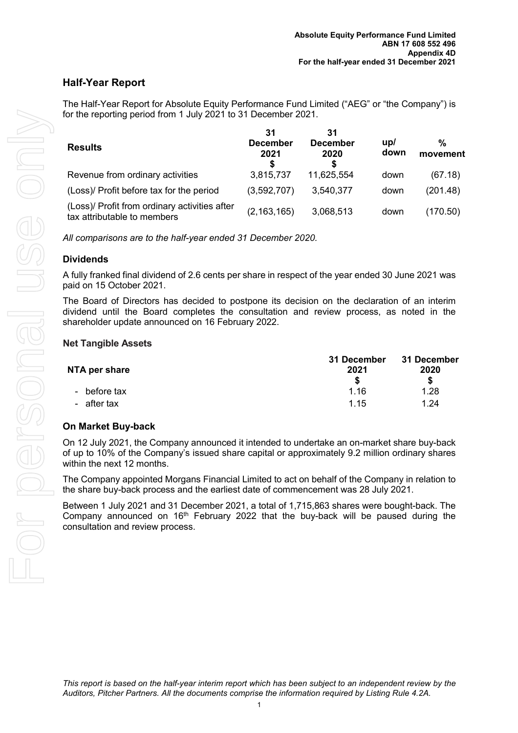## Half-Year Report

The Half-Year Report for Absolute Equity Performance Fund Limited ("AEG" or "the Company") is for the reporting period from 1 July 2021 to 31 December 2021.

| Results | 31 December 2021 $ | 31 December 2020 $ | up/ down | % movement |
|---|---|---|---|---|
| Revenue from ordinary activities | 3,815,737 | 11,625,554 | down | (67.18) |
| (Loss)/ Profit before tax for the period | (3,592,707) | 3,540,377 | down | (201.48) |
| (Loss)/ Profit from ordinary activities after tax attributable to members | (2,163,165) | 3,068,513 | down | (170.50) |

*All comparisons are to the half-year ended 31 December 2020.*

### Dividends

A fully franked final dividend of 2.6 cents per share in respect of the year ended 30 June 2021 was paid on 15 October 2021.

The Board of Directors has decided to postpone its decision on the declaration of an interim dividend until the Board completes the consultation and review process, as noted in the shareholder update announced on 16 February 2022.

### Net Tangible Assets

| NTA per share | 31 December 2021 $ | 31 December 2020 $ |
|---|---|---|
| - before tax | 1.16 | 1.28 |
| - after tax | 1.15 | 1.24 |

### On Market Buy-back

On 12 July 2021, the Company announced it intended to undertake an on-market share buy-back of up to 10% of the Company's issued share capital or approximately 9.2 million ordinary shares within the next 12 months.

The Company appointed Morgans Financial Limited to act on behalf of the Company in relation to the share buy-back process and the earliest date of commencement was 28 July 2021.

Between 1 July 2021 and 31 December 2021, a total of 1,715,863 shares were bought-back. The Company announced on 16th February 2022 that the buy-back will be paused during the consultation and review process.

*This report is based on the half-year interim report which has been subject to an independent review by the Auditors, Pitcher Partners. All the documents comprise the information required by Listing Rule 4.2A.*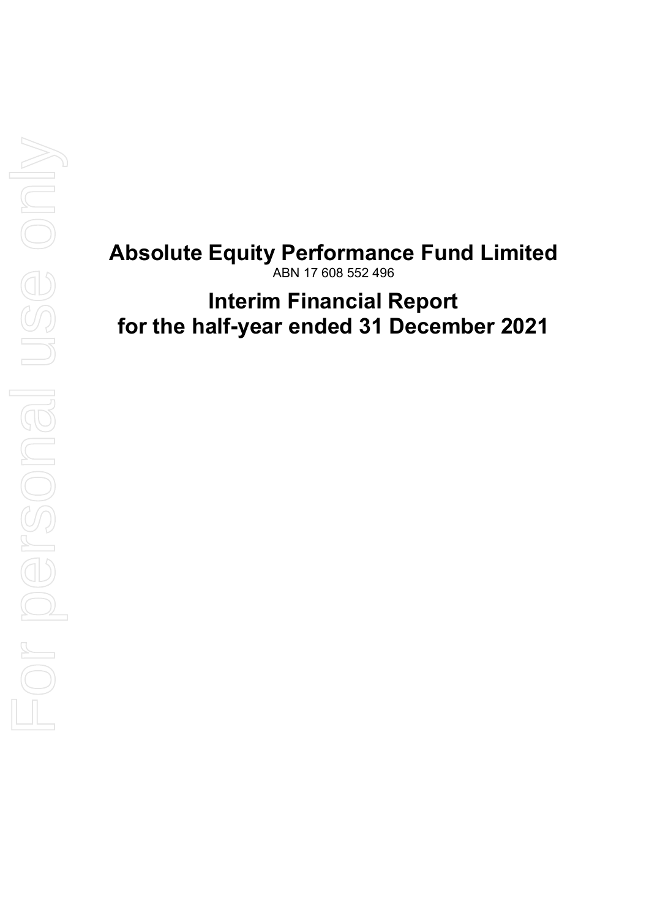# Absolute Equity Performance Fund Limited

ABN 17 608 552 496

# Interim Financial Report for the half-year ended 31 December 2021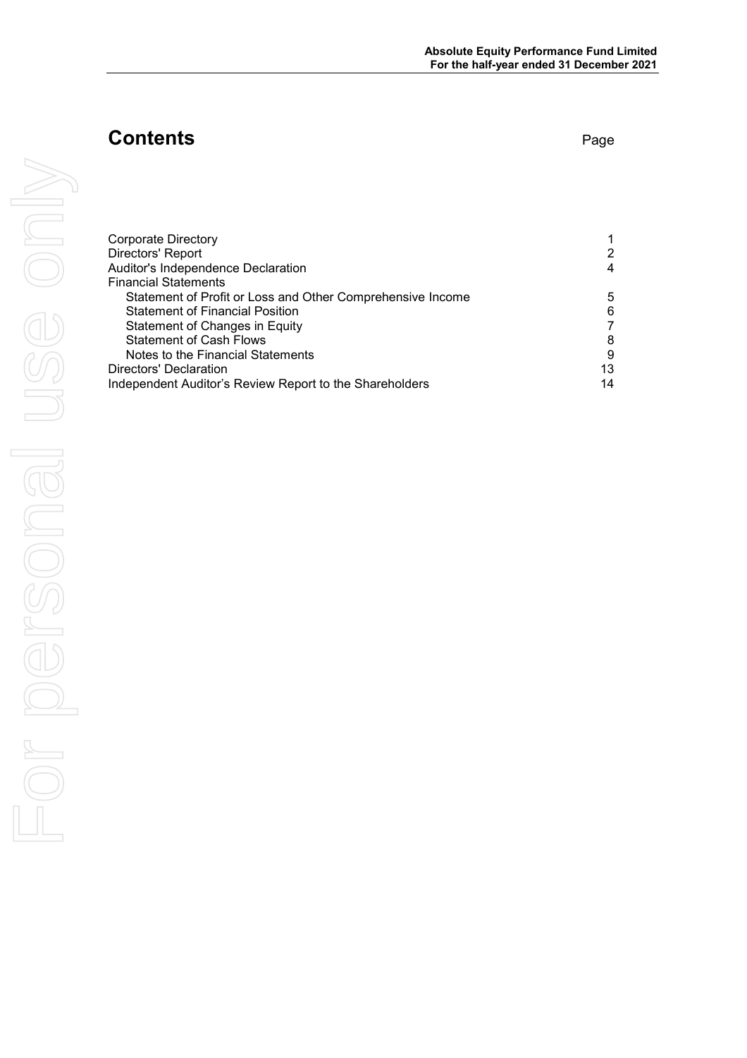# Contents

| | Page |
|---|---|
| Corporate Directory | 1 |
| Directors' Report | 2 |
| Auditor's Independence Declaration | 4 |
| Financial Statements | |
| Statement of Profit or Loss and Other Comprehensive Income | 5 |
| Statement of Financial Position | 6 |
| Statement of Changes in Equity | 7 |
| Statement of Cash Flows | 8 |
| Notes to the Financial Statements | 9 |
| Directors' Declaration | 13 |
| Independent Auditor's Review Report to the Shareholders | 14 |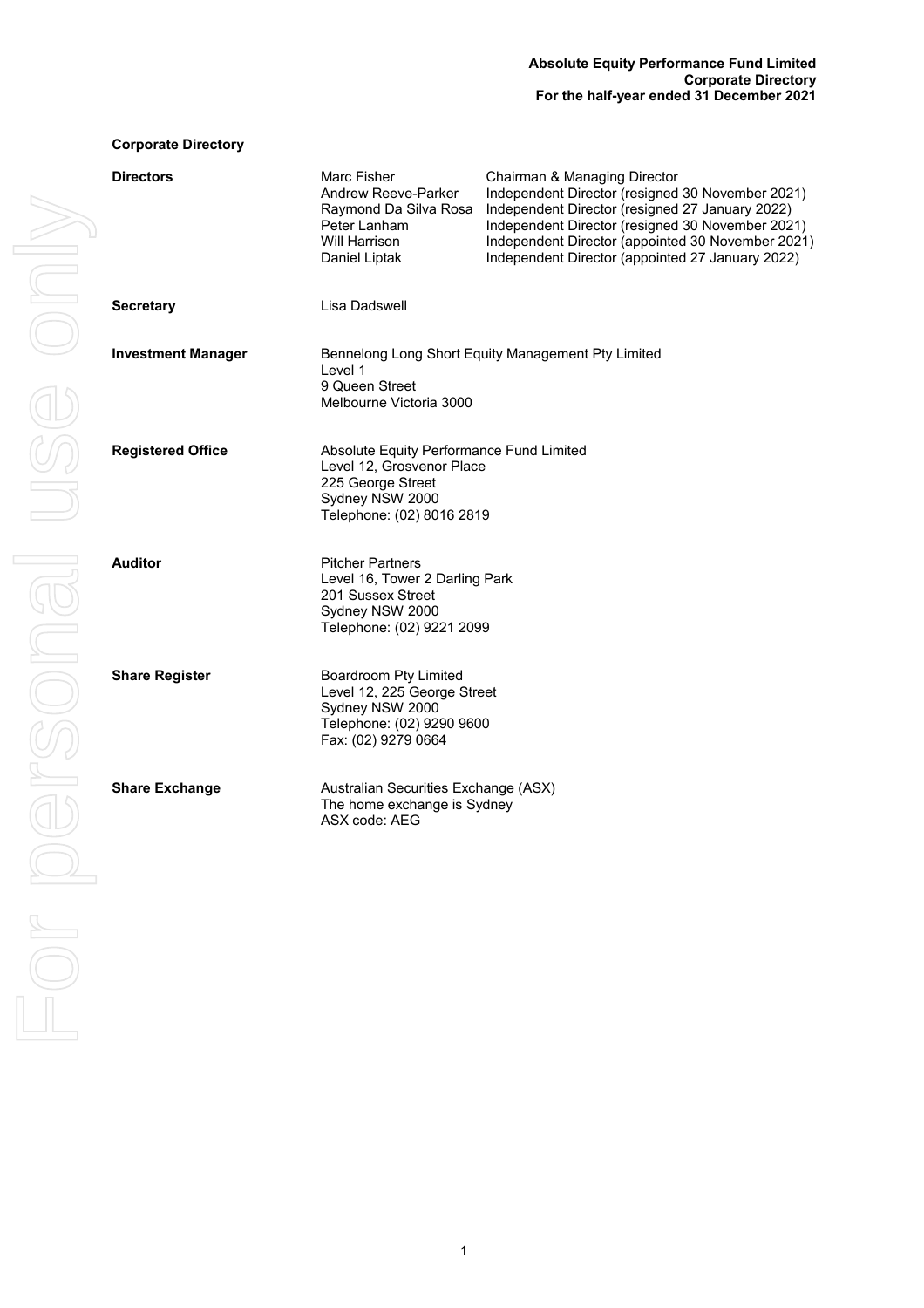## Corporate Directory

**Directors**

| | |
|---|---|
| Marc Fisher | Chairman & Managing Director |
| Andrew Reeve-Parker | Independent Director (resigned 30 November 2021) |
| Raymond Da Silva Rosa | Independent Director (resigned 27 January 2022) |
| Peter Lanham | Independent Director (resigned 30 November 2021) |
| Will Harrison | Independent Director (appointed 30 November 2021) |
| Daniel Liptak | Independent Director (appointed 27 January 2022) |

**Secretary**

Lisa Dadswell

**Investment Manager**

Bennelong Long Short Equity Management Pty Limited
Level 1
9 Queen Street
Melbourne Victoria 3000

**Registered Office**

Absolute Equity Performance Fund Limited
Level 12, Grosvenor Place
225 George Street
Sydney NSW 2000
Telephone: (02) 8016 2819

**Auditor**

Pitcher Partners
Level 16, Tower 2 Darling Park
201 Sussex Street
Sydney NSW 2000
Telephone: (02) 9221 2099

**Share Register**

Boardroom Pty Limited
Level 12, 225 George Street
Sydney NSW 2000
Telephone: (02) 9290 9600
Fax: (02) 9279 0664

**Share Exchange**

Australian Securities Exchange (ASX)
The home exchange is Sydney
ASX code: AEG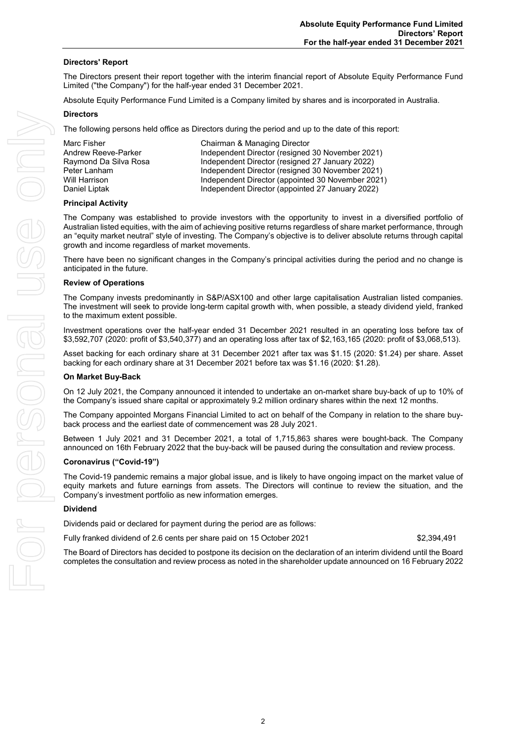## Directors' Report

The Directors present their report together with the interim financial report of Absolute Equity Performance Fund Limited ("the Company") for the half-year ended 31 December 2021.

Absolute Equity Performance Fund Limited is a Company limited by shares and is incorporated in Australia.

### Directors

The following persons held office as Directors during the period and up to the date of this report:

| | |
|---|---|
| Marc Fisher | Chairman & Managing Director |
| Andrew Reeve-Parker | Independent Director (resigned 30 November 2021) |
| Raymond Da Silva Rosa | Independent Director (resigned 27 January 2022) |
| Peter Lanham | Independent Director (resigned 30 November 2021) |
| Will Harrison | Independent Director (appointed 30 November 2021) |
| Daniel Liptak | Independent Director (appointed 27 January 2022) |

### Principal Activity

The Company was established to provide investors with the opportunity to invest in a diversified portfolio of Australian listed equities, with the aim of achieving positive returns regardless of share market performance, through an "equity market neutral" style of investing. The Company's objective is to deliver absolute returns through capital growth and income regardless of market movements.

There have been no significant changes in the Company's principal activities during the period and no change is anticipated in the future.

### Review of Operations

The Company invests predominantly in S&P/ASX100 and other large capitalisation Australian listed companies. The investment will seek to provide long-term capital growth with, when possible, a steady dividend yield, franked to the maximum extent possible.

Investment operations over the half-year ended 31 December 2021 resulted in an operating loss before tax of $3,592,707 (2020: profit of $3,540,377) and an operating loss after tax of $2,163,165 (2020: profit of $3,068,513).

Asset backing for each ordinary share at 31 December 2021 after tax was $1.15 (2020: $1.24) per share. Asset backing for each ordinary share at 31 December 2021 before tax was $1.16 (2020: $1.28).

### On Market Buy-Back

On 12 July 2021, the Company announced it intended to undertake an on-market share buy-back of up to 10% of the Company's issued share capital or approximately 9.2 million ordinary shares within the next 12 months.

The Company appointed Morgans Financial Limited to act on behalf of the Company in relation to the share buy-back process and the earliest date of commencement was 28 July 2021.

Between 1 July 2021 and 31 December 2021, a total of 1,715,863 shares were bought-back. The Company announced on 16th February 2022 that the buy-back will be paused during the consultation and review process.

### Coronavirus ("Covid-19")

The Covid-19 pandemic remains a major global issue, and is likely to have ongoing impact on the market value of equity markets and future earnings from assets. The Directors will continue to review the situation, and the Company's investment portfolio as new information emerges.

### Dividend

Dividends paid or declared for payment during the period are as follows:

| | |
|---|---|
| Fully franked dividend of 2.6 cents per share paid on 15 October 2021 | $2,394,491 |

The Board of Directors has decided to postpone its decision on the declaration of an interim dividend until the Board completes the consultation and review process as noted in the shareholder update announced on 16 February 2022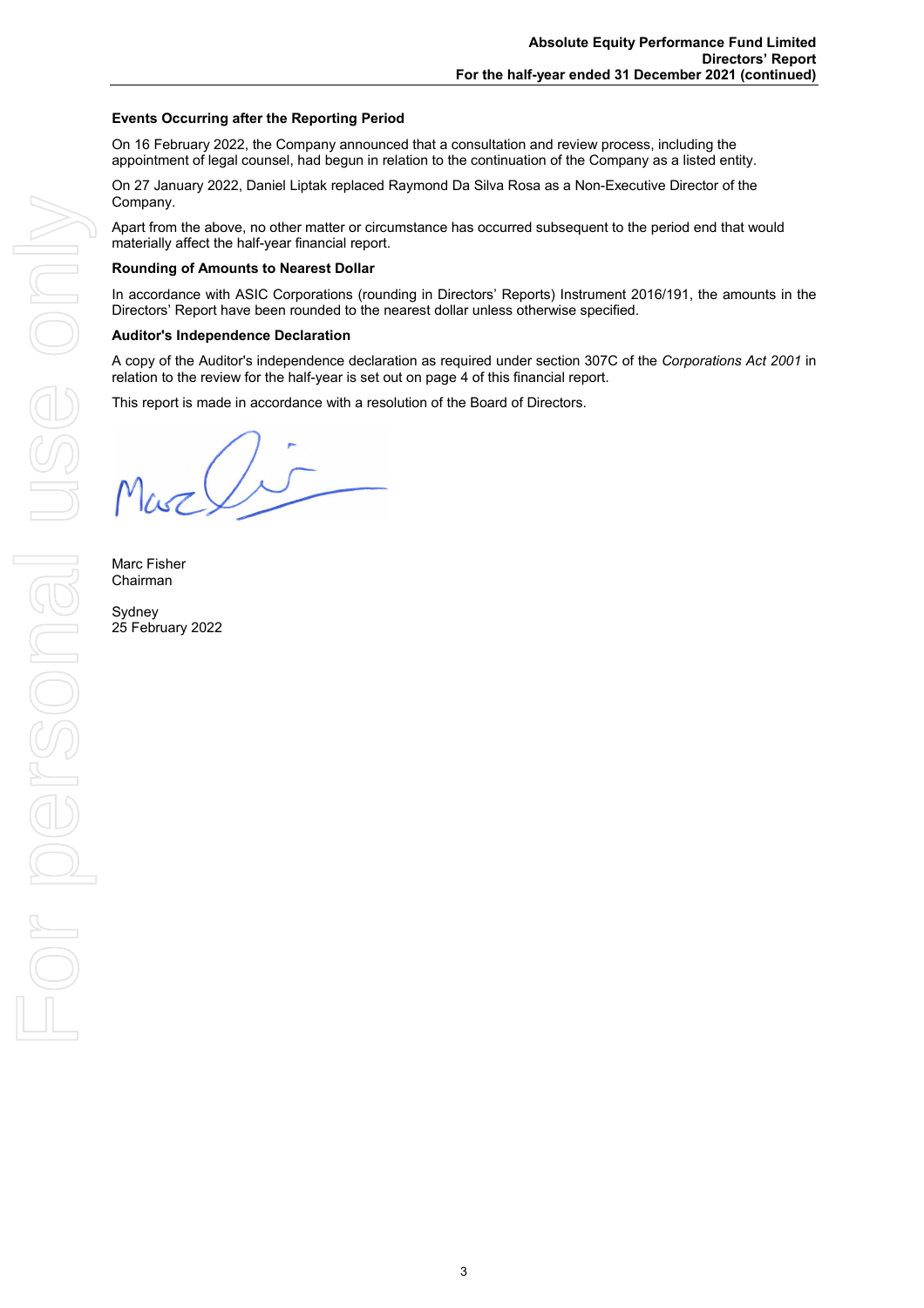### Events Occurring after the Reporting Period

On 16 February 2022, the Company announced that a consultation and review process, including the appointment of legal counsel, had begun in relation to the continuation of the Company as a listed entity.

On 27 January 2022, Daniel Liptak replaced Raymond Da Silva Rosa as a Non-Executive Director of the Company.

Apart from the above, no other matter or circumstance has occurred subsequent to the period end that would materially affect the half-year financial report.

### Rounding of Amounts to Nearest Dollar

In accordance with ASIC Corporations (rounding in Directors' Reports) Instrument 2016/191, the amounts in the Directors' Report have been rounded to the nearest dollar unless otherwise specified.

### Auditor's Independence Declaration

A copy of the Auditor's independence declaration as required under section 307C of the *Corporations Act 2001* in relation to the review for the half-year is set out on page 4 of this financial report.

This report is made in accordance with a resolution of the Board of Directors.

Marc Fisher
Chairman

Sydney
25 February 2022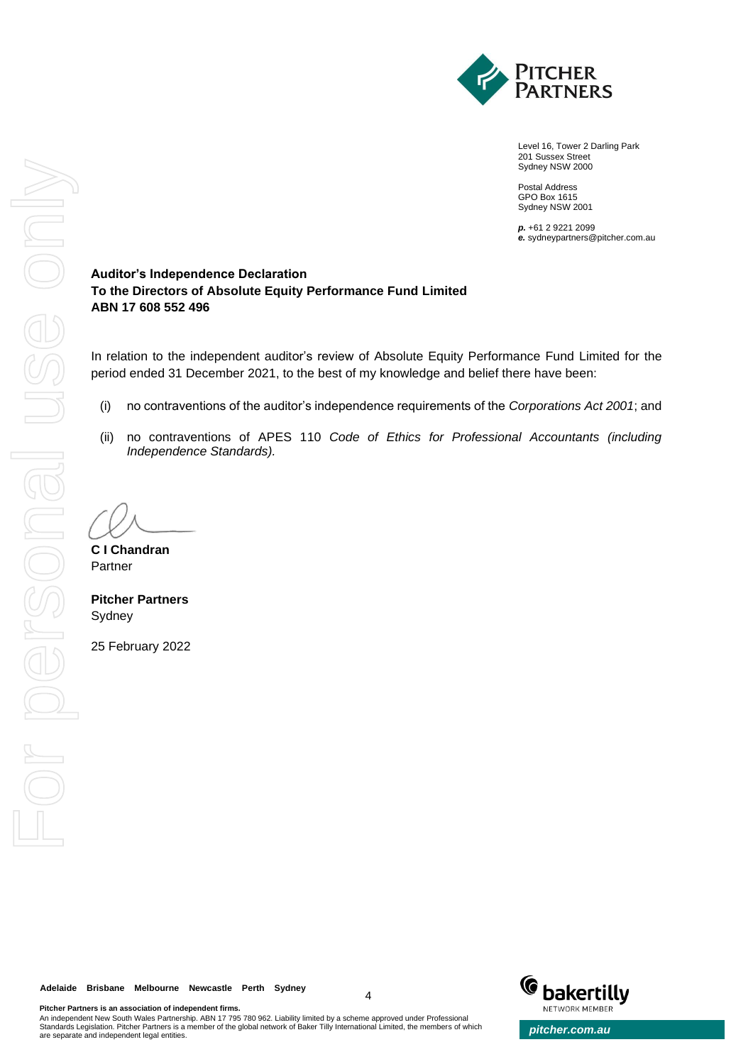Level 16, Tower 2 Darling Park
201 Sussex Street
Sydney NSW 2000

Postal Address
GPO Box 1615
Sydney NSW 2001

***p.*** +61 2 9221 2099
***e.*** sydneypartners@pitcher.com.au

**Auditor's Independence Declaration**
**To the Directors of Absolute Equity Performance Fund Limited**
**ABN 17 608 552 496**

In relation to the independent auditor's review of Absolute Equity Performance Fund Limited for the period ended 31 December 2021, to the best of my knowledge and belief there have been:

(i) no contraventions of the auditor's independence requirements of the *Corporations Act 2001*; and

(ii) no contraventions of APES 110 *Code of Ethics for Professional Accountants (including Independence Standards).*

**C I Chandran**
Partner

**Pitcher Partners**
Sydney

25 February 2022

**Adelaide Brisbane Melbourne Newcastle Perth Sydney**

**Pitcher Partners is an association of independent firms.**
An independent New South Wales Partnership. ABN 17 795 780 962. Liability limited by a scheme approved under Professional Standards Legislation. Pitcher Partners is a member of the global network of Baker Tilly International Limited, the members of which are separate and independent legal entities.

*pitcher.com.au*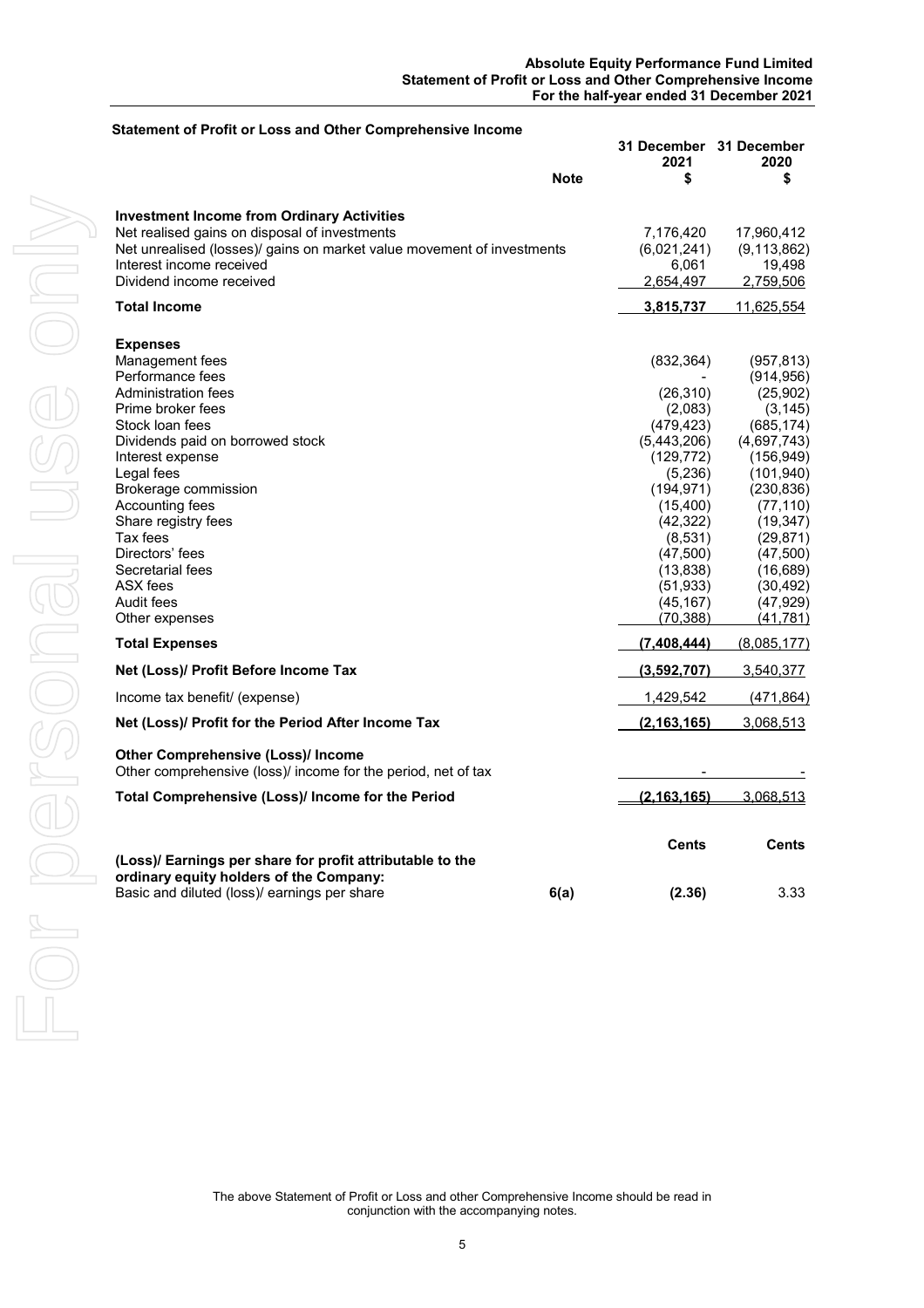## Statement of Profit or Loss and Other Comprehensive Income

| | Note | 31 December 2021 $ | 31 December 2020 $ |
|---|---|---|---|
| **Investment Income from Ordinary Activities** | | | |
| Net realised gains on disposal of investments | | 7,176,420 | 17,960,412 |
| Net unrealised (losses)/ gains on market value movement of investments | | (6,021,241) | (9,113,862) |
| Interest income received | | 6,061 | 19,498 |
| Dividend income received | | 2,654,497 | 2,759,506 |
| **Total Income** | | **3,815,737** | 11,625,554 |
| **Expenses** | | | |
| Management fees | | (832,364) | (957,813) |
| Performance fees | | - | (914,956) |
| Administration fees | | (26,310) | (25,902) |
| Prime broker fees | | (2,083) | (3,145) |
| Stock loan fees | | (479,423) | (685,174) |
| Dividends paid on borrowed stock | | (5,443,206) | (4,697,743) |
| Interest expense | | (129,772) | (156,949) |
| Legal fees | | (5,236) | (101,940) |
| Brokerage commission | | (194,971) | (230,836) |
| Accounting fees | | (15,400) | (77,110) |
| Share registry fees | | (42,322) | (19,347) |
| Tax fees | | (8,531) | (29,871) |
| Directors' fees | | (47,500) | (47,500) |
| Secretarial fees | | (13,838) | (16,689) |
| ASX fees | | (51,933) | (30,492) |
| Audit fees | | (45,167) | (47,929) |
| Other expenses | | (70,388) | (41,781) |
| **Total Expenses** | | **(7,408,444)** | (8,085,177) |
| **Net (Loss)/ Profit Before Income Tax** | | **(3,592,707)** | 3,540,377 |
| Income tax benefit/ (expense) | | 1,429,542 | (471,864) |
| **Net (Loss)/ Profit for the Period After Income Tax** | | **(2,163,165)** | 3,068,513 |
| **Other Comprehensive (Loss)/ Income** | | | |
| Other comprehensive (loss)/ income for the period, net of tax | | - | - |
| **Total Comprehensive (Loss)/ Income for the Period** | | **(2,163,165)** | 3,068,513 |
| | | **Cents** | **Cents** |
| **(Loss)/ Earnings per share for profit attributable to the ordinary equity holders of the Company:** | | | |
| Basic and diluted (loss)/ earnings per share | 6(a) | **(2.36)** | 3.33 |

The above Statement of Profit or Loss and other Comprehensive Income should be read in conjunction with the accompanying notes.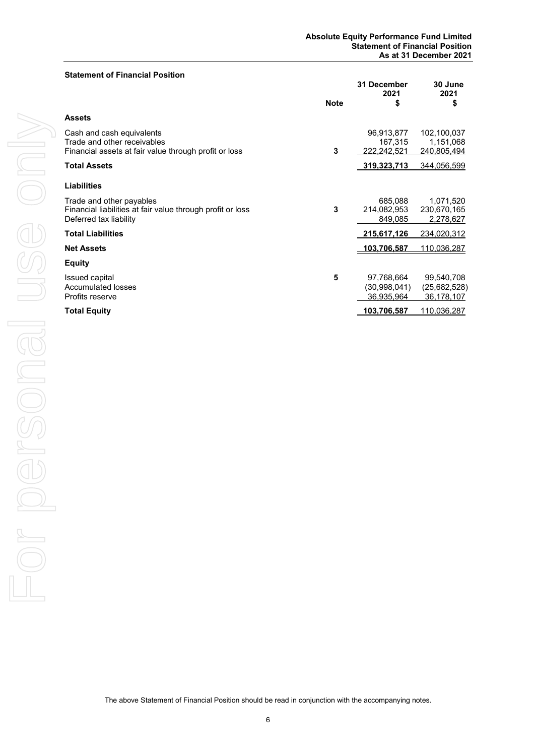## Statement of Financial Position

| | Note | 31 December 2021 $ | 30 June 2021 $ |
|---|---|---|---|
| **Assets** | | | |
| Cash and cash equivalents | | 96,913,877 | 102,100,037 |
| Trade and other receivables | | 167,315 | 1,151,068 |
| Financial assets at fair value through profit or loss | 3 | 222,242,521 | 240,805,494 |
| **Total Assets** | | **319,323,713** | 344,056,599 |
| **Liabilities** | | | |
| Trade and other payables | | 685,088 | 1,071,520 |
| Financial liabilities at fair value through profit or loss | 3 | 214,082,953 | 230,670,165 |
| Deferred tax liability | | 849,085 | 2,278,627 |
| **Total Liabilities** | | **215,617,126** | 234,020,312 |
| **Net Assets** | | **103,706,587** | 110,036,287 |
| **Equity** | | | |
| Issued capital | 5 | 97,768,664 | 99,540,708 |
| Accumulated losses | | (30,998,041) | (25,682,528) |
| Profits reserve | | 36,935,964 | 36,178,107 |
| **Total Equity** | | **103,706,587** | 110,036,287 |

The above Statement of Financial Position should be read in conjunction with the accompanying notes.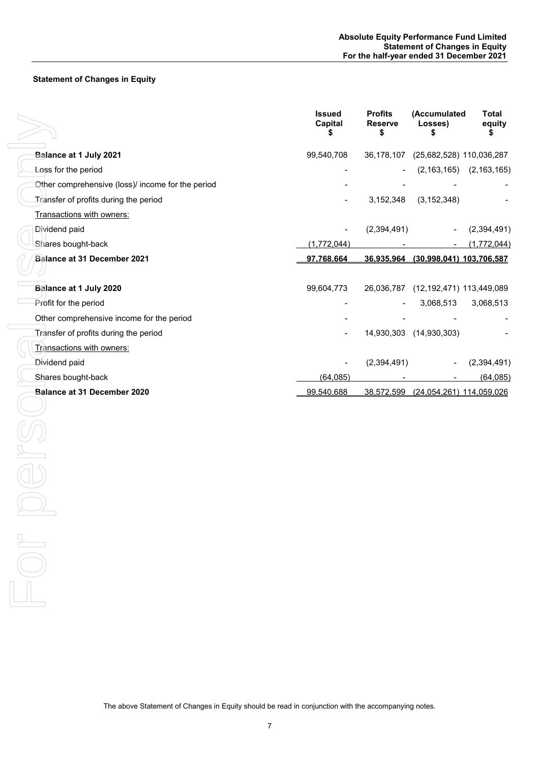## Statement of Changes in Equity

| | Issued Capital $ | Profits Reserve $ | (Accumulated Losses) $ | Total equity $ |
|---|---|---|---|---|
| **Balance at 1 July 2021** | 99,540,708 | 36,178,107 | (25,682,528) | 110,036,287 |
| Loss for the period | - | - | (2,163,165) | (2,163,165) |
| Other comprehensive (loss)/ income for the period | - | - | - | - |
| Transfer of profits during the period | - | 3,152,348 | (3,152,348) | - |
| Transactions with owners: | | | | |
| Dividend paid | - | (2,394,491) | - | (2,394,491) |
| Shares bought-back | (1,772,044) | - | - | (1,772,044) |
| **Balance at 31 December 2021** | 97,768,664 | 36,935,964 | (30,998,041) | 103,706,587 |
| | | | | |
| **Balance at 1 July 2020** | 99,604,773 | 26,036,787 | (12,192,471) | 113,449,089 |
| Profit for the period | - | - | 3,068,513 | 3,068,513 |
| Other comprehensive income for the period | - | - | - | - |
| Transfer of profits during the period | - | 14,930,303 | (14,930,303) | - |
| Transactions with owners: | | | | |
| Dividend paid | - | (2,394,491) | - | (2,394,491) |
| Shares bought-back | (64,085) | - | - | (64,085) |
| **Balance at 31 December 2020** | 99,540,688 | 38,572,599 | (24,054,261) | 114,059,026 |

The above Statement of Changes in Equity should be read in conjunction with the accompanying notes.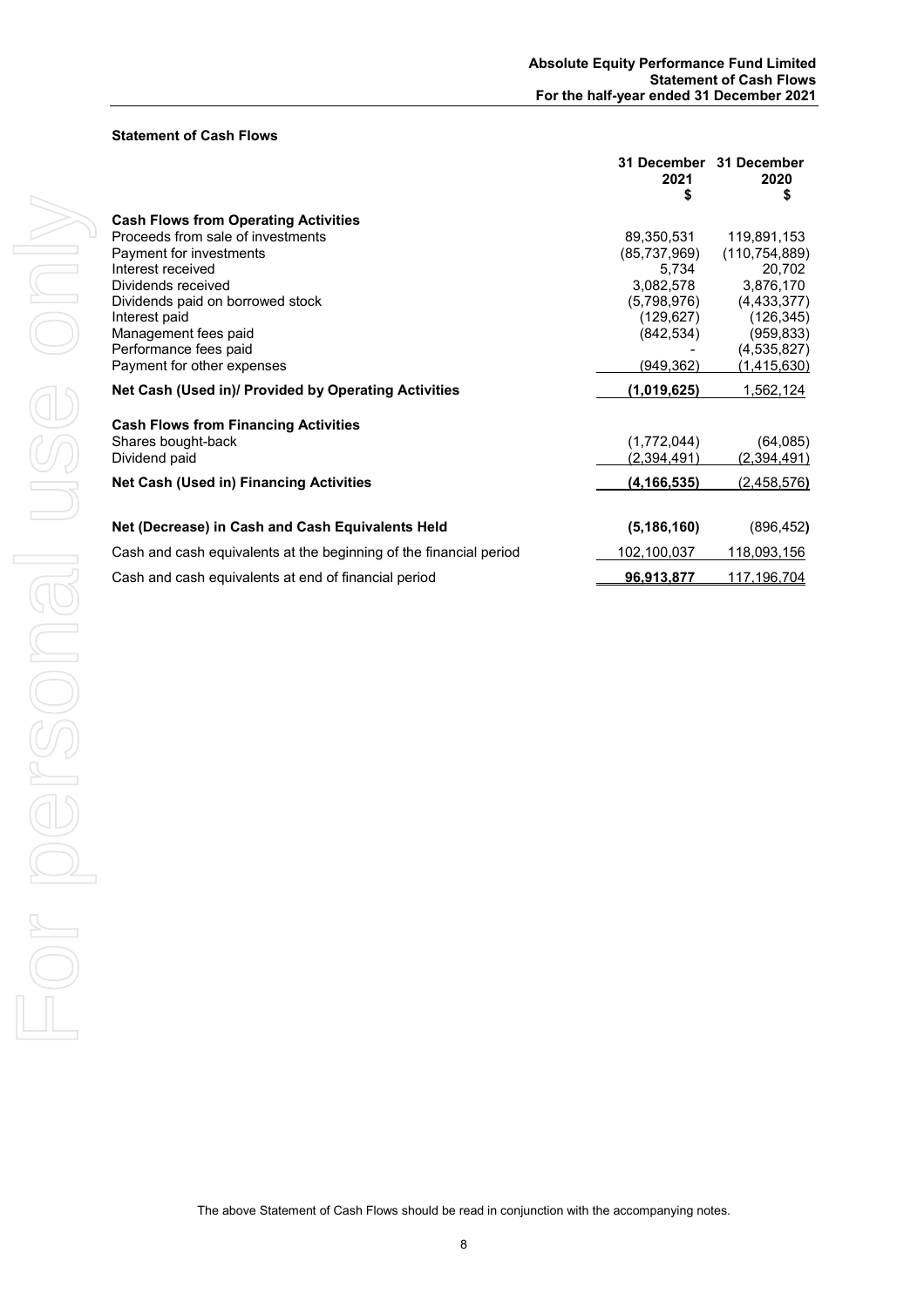## Statement of Cash Flows

| | 31 December 2021 $ | 31 December 2020 $ |
|---|---|---|
| **Cash Flows from Operating Activities** | | |
| Proceeds from sale of investments | 89,350,531 | 119,891,153 |
| Payment for investments | (85,737,969) | (110,754,889) |
| Interest received | 5,734 | 20,702 |
| Dividends received | 3,082,578 | 3,876,170 |
| Dividends paid on borrowed stock | (5,798,976) | (4,433,377) |
| Interest paid | (129,627) | (126,345) |
| Management fees paid | (842,534) | (959,833) |
| Performance fees paid | - | (4,535,827) |
| Payment for other expenses | (949,362) | (1,415,630) |
| **Net Cash (Used in)/ Provided by Operating Activities** | **(1,019,625)** | 1,562,124 |
| **Cash Flows from Financing Activities** | | |
| Shares bought-back | (1,772,044) | (64,085) |
| Dividend paid | (2,394,491) | (2,394,491) |
| **Net Cash (Used in) Financing Activities** | **(4,166,535)** | (2,458,576) |
| **Net (Decrease) in Cash and Cash Equivalents Held** | **(5,186,160)** | (896,452) |
| Cash and cash equivalents at the beginning of the financial period | 102,100,037 | 118,093,156 |
| Cash and cash equivalents at end of financial period | **96,913,877** | 117,196,704 |

The above Statement of Cash Flows should be read in conjunction with the accompanying notes.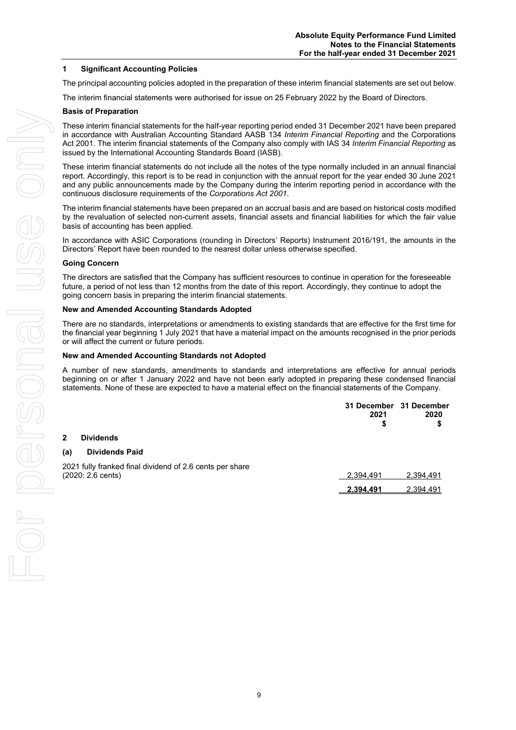## 1 Significant Accounting Policies

The principal accounting policies adopted in the preparation of these interim financial statements are set out below.

The interim financial statements were authorised for issue on 25 February 2022 by the Board of Directors.

### Basis of Preparation

These interim financial statements for the half-year reporting period ended 31 December 2021 have been prepared in accordance with Australian Accounting Standard AASB 134 *Interim Financial Reporting* and the Corporations Act 2001. The interim financial statements of the Company also comply with IAS 34 *Interim Financial Reporting* as issued by the International Accounting Standards Board (IASB).

These interim financial statements do not include all the notes of the type normally included in an annual financial report. Accordingly, this report is to be read in conjunction with the annual report for the year ended 30 June 2021 and any public announcements made by the Company during the interim reporting period in accordance with the continuous disclosure requirements of the *Corporations Act 2001*.

The interim financial statements have been prepared on an accrual basis and are based on historical costs modified by the revaluation of selected non-current assets, financial assets and financial liabilities for which the fair value basis of accounting has been applied.

In accordance with ASIC Corporations (rounding in Directors' Reports) Instrument 2016/191, the amounts in the Directors' Report have been rounded to the nearest dollar unless otherwise specified.

### Going Concern

The directors are satisfied that the Company has sufficient resources to continue in operation for the foreseeable future, a period of not less than 12 months from the date of this report. Accordingly, they continue to adopt the going concern basis in preparing the interim financial statements.

### New and Amended Accounting Standards Adopted

There are no standards, interpretations or amendments to existing standards that are effective for the first time for the financial year beginning 1 July 2021 that have a material impact on the amounts recognised in the prior periods or will affect the current or future periods.

### New and Amended Accounting Standards not Adopted

A number of new standards, amendments to standards and interpretations are effective for annual periods beginning on or after 1 January 2022 and have not been early adopted in preparing these condensed financial statements. None of these are expected to have a material effect on the financial statements of the Company.

| | 31 December 2021 $ | 31 December 2020 $ |
|---|---|---|
| **2 Dividends** | | |
| **(a) Dividends Paid** | | |
| 2021 fully franked final dividend of 2.6 cents per share (2020: 2.6 cents) | 2,394,491 | 2,394,491 |
| | **2,394,491** | 2,394,491 |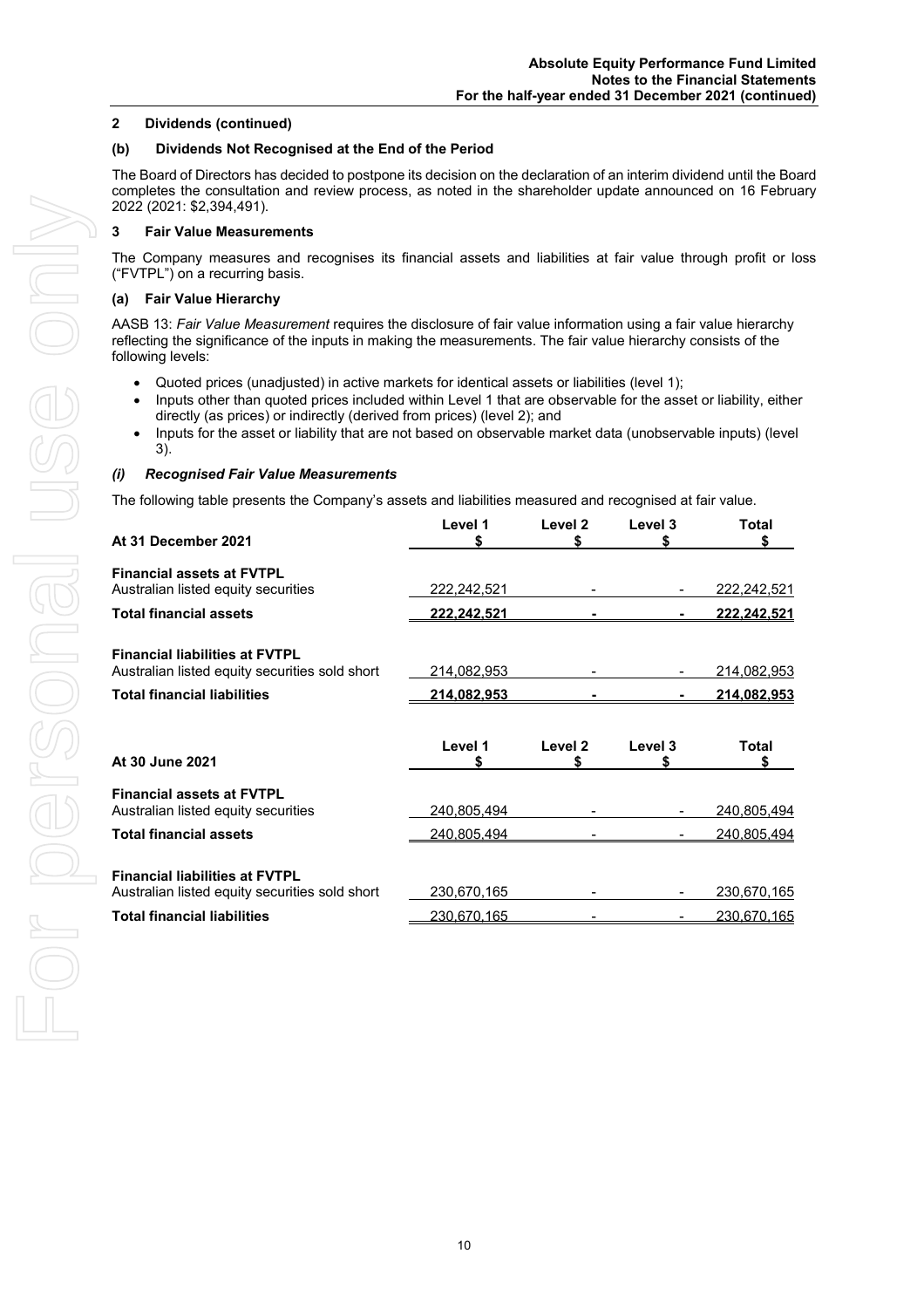## 2 Dividends (continued)

### (b) Dividends Not Recognised at the End of the Period

The Board of Directors has decided to postpone its decision on the declaration of an interim dividend until the Board completes the consultation and review process, as noted in the shareholder update announced on 16 February 2022 (2021: $2,394,491).

## 3 Fair Value Measurements

The Company measures and recognises its financial assets and liabilities at fair value through profit or loss ("FVTPL") on a recurring basis.

### (a) Fair Value Hierarchy

AASB 13: *Fair Value Measurement* requires the disclosure of fair value information using a fair value hierarchy reflecting the significance of the inputs in making the measurements. The fair value hierarchy consists of the following levels:

- Quoted prices (unadjusted) in active markets for identical assets or liabilities (level 1);
- Inputs other than quoted prices included within Level 1 that are observable for the asset or liability, either directly (as prices) or indirectly (derived from prices) (level 2); and
- Inputs for the asset or liability that are not based on observable market data (unobservable inputs) (level 3).

#### *(i) Recognised Fair Value Measurements*

The following table presents the Company's assets and liabilities measured and recognised at fair value.

| At 31 December 2021 | Level 1 $ | Level 2 $ | Level 3 $ | Total $ |
|---|---|---|---|---|
| **Financial assets at FVTPL** | | | | |
| Australian listed equity securities | 222,242,521 | - | - | 222,242,521 |
| **Total financial assets** | **222,242,521** | **-** | **-** | **222,242,521** |
| **Financial liabilities at FVTPL** | | | | |
| Australian listed equity securities sold short | 214,082,953 | - | - | 214,082,953 |
| **Total financial liabilities** | **214,082,953** | **-** | **-** | **214,082,953** |

| At 30 June 2021 | Level 1 $ | Level 2 $ | Level 3 $ | Total $ |
|---|---|---|---|---|
| **Financial assets at FVTPL** | | | | |
| Australian listed equity securities | 240,805,494 | - | - | 240,805,494 |
| **Total financial assets** | 240,805,494 | - | - | 240,805,494 |
| **Financial liabilities at FVTPL** | | | | |
| Australian listed equity securities sold short | 230,670,165 | - | - | 230,670,165 |
| **Total financial liabilities** | 230,670,165 | - | - | 230,670,165 |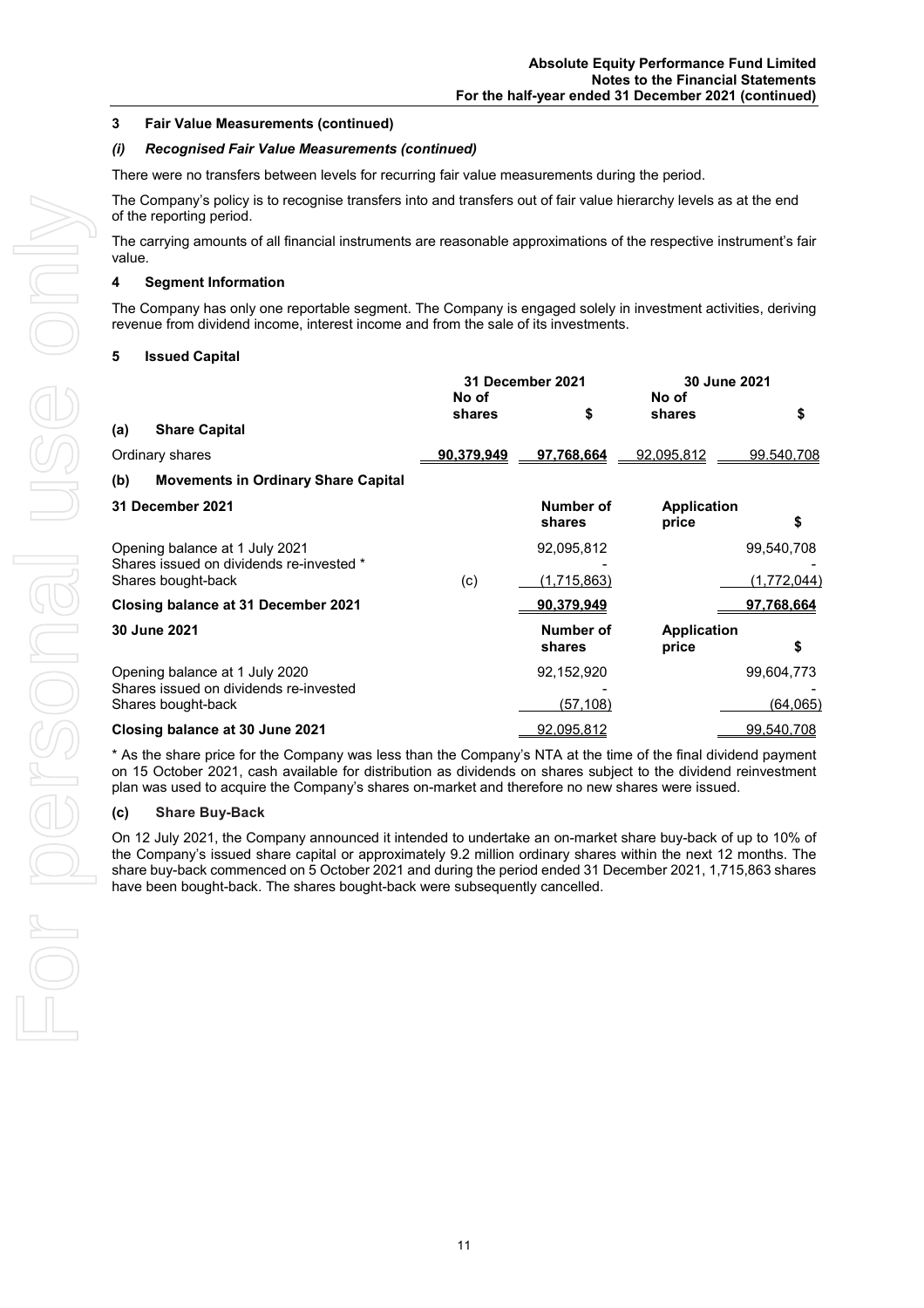### 3 Fair Value Measurements (continued)

#### *(i) Recognised Fair Value Measurements (continued)*

There were no transfers between levels for recurring fair value measurements during the period.

The Company's policy is to recognise transfers into and transfers out of fair value hierarchy levels as at the end of the reporting period.

The carrying amounts of all financial instruments are reasonable approximations of the respective instrument's fair value.

### 4 Segment Information

The Company has only one reportable segment. The Company is engaged solely in investment activities, deriving revenue from dividend income, interest income and from the sale of its investments.

### 5 Issued Capital

| | 31 December 2021 | | 30 June 2021 | |
|---|---|---|---|---|
| | No of shares | $ | No of shares | $ |
| **(a) Share Capital** | | | | |
| Ordinary shares | **90,379,949** | **97,768,664** | 92,095,812 | 99,540,708 |

**(b) Movements in Ordinary Share Capital**

| **31 December 2021** | | Number of shares | Application price | $ |
|---|---|---|---|---|
| Opening balance at 1 July 2021 | | 92,095,812 | | 99,540,708 |
| Shares issued on dividends re-invested * | | - | | - |
| Shares bought-back | (c) | (1,715,863) | | (1,772,044) |
| **Closing balance at 31 December 2021** | | **90,379,949** | | **97,768,664** |

| **30 June 2021** | | Number of shares | Application price | $ |
|---|---|---|---|---|
| Opening balance at 1 July 2020 | | 92,152,920 | | 99,604,773 |
| Shares issued on dividends re-invested | | - | | - |
| Shares bought-back | | (57,108) | | (64,065) |
| **Closing balance at 30 June 2021** | | 92,095,812 | | 99,540,708 |

\* As the share price for the Company was less than the Company's NTA at the time of the final dividend payment on 15 October 2021, cash available for distribution as dividends on shares subject to the dividend reinvestment plan was used to acquire the Company's shares on-market and therefore no new shares were issued.

**(c) Share Buy-Back**

On 12 July 2021, the Company announced it intended to undertake an on-market share buy-back of up to 10% of the Company's issued share capital or approximately 9.2 million ordinary shares within the next 12 months. The share buy-back commenced on 5 October 2021 and during the period ended 31 December 2021, 1,715,863 shares have been bought-back. The shares bought-back were subsequently cancelled.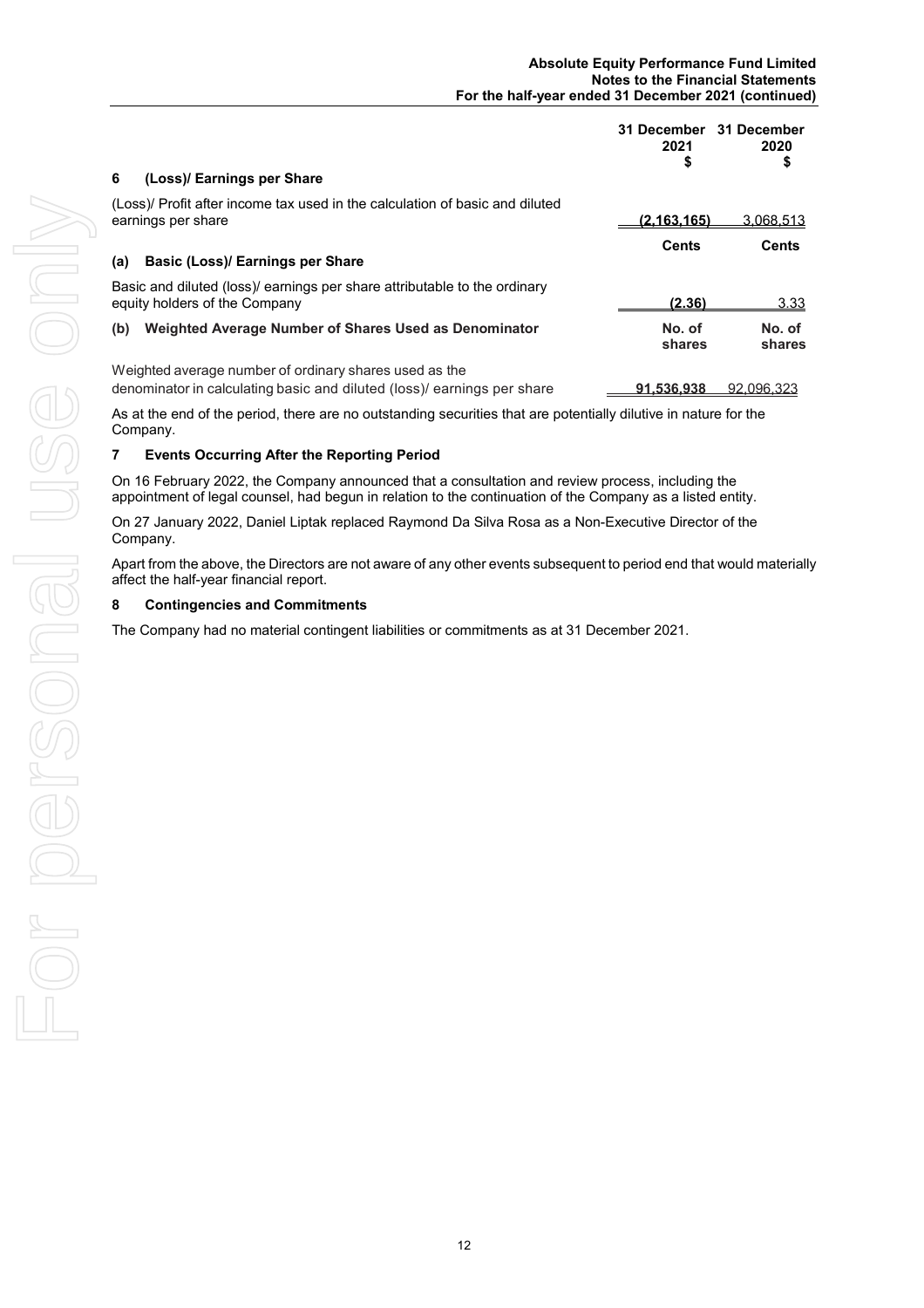## 6 (Loss)/ Earnings per Share

| | 31 December 2021 $ | 31 December 2020 $ |
|---|---|---|
| (Loss)/ Profit after income tax used in the calculation of basic and diluted earnings per share | (2,163,165) | 3,068,513 |

### (a) Basic (Loss)/ Earnings per Share

| | Cents | Cents |
|---|---|---|
| Basic and diluted (loss)/ earnings per share attributable to the ordinary equity holders of the Company | (2.36) | 3.33 |

### (b) Weighted Average Number of Shares Used as Denominator

| | No. of shares | No. of shares |
|---|---|---|
| Weighted average number of ordinary shares used as the denominator in calculating basic and diluted (loss)/ earnings per share | 91,536,938 | 92,096,323 |

As at the end of the period, there are no outstanding securities that are potentially dilutive in nature for the Company.

## 7 Events Occurring After the Reporting Period

On 16 February 2022, the Company announced that a consultation and review process, including the appointment of legal counsel, had begun in relation to the continuation of the Company as a listed entity.

On 27 January 2022, Daniel Liptak replaced Raymond Da Silva Rosa as a Non-Executive Director of the Company.

Apart from the above, the Directors are not aware of any other events subsequent to period end that would materially affect the half-year financial report.

## 8 Contingencies and Commitments

The Company had no material contingent liabilities or commitments as at 31 December 2021.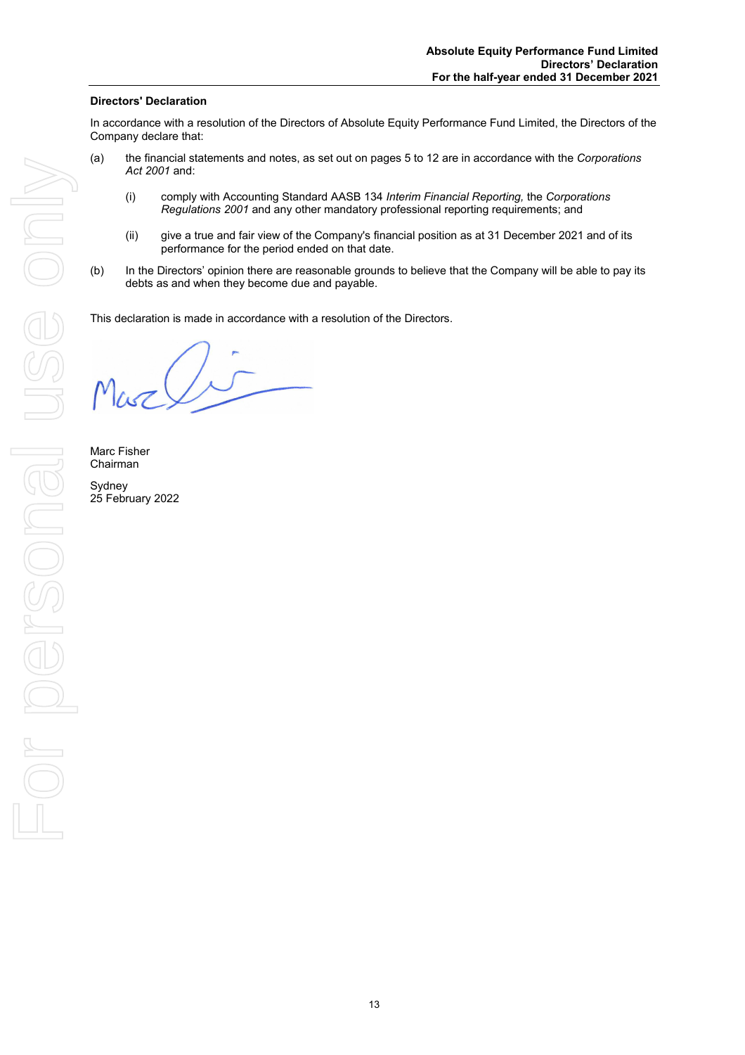## Directors' Declaration

In accordance with a resolution of the Directors of Absolute Equity Performance Fund Limited, the Directors of the Company declare that:

(a) the financial statements and notes, as set out on pages 5 to 12 are in accordance with the *Corporations Act 2001* and:

   (i) comply with Accounting Standard AASB 134 *Interim Financial Reporting,* the *Corporations Regulations 2001* and any other mandatory professional reporting requirements; and

   (ii) give a true and fair view of the Company's financial position as at 31 December 2021 and of its performance for the period ended on that date.

(b) In the Directors' opinion there are reasonable grounds to believe that the Company will be able to pay its debts as and when they become due and payable.

This declaration is made in accordance with a resolution of the Directors.

Marc Fisher
Chairman

Sydney
25 February 2022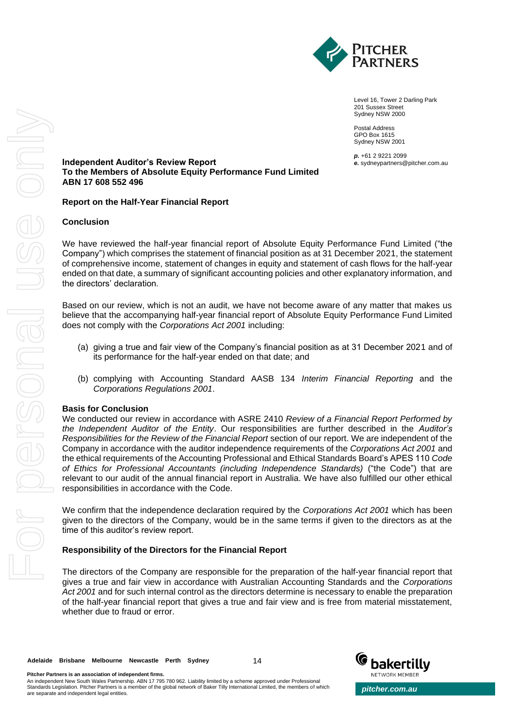Level 16, Tower 2 Darling Park
201 Sussex Street
Sydney NSW 2000

Postal Address
GPO Box 1615
Sydney NSW 2001

**p.** +61 2 9221 2099
**e.** sydneypartners@pitcher.com.au

**Independent Auditor's Review Report**
**To the Members of Absolute Equity Performance Fund Limited**
**ABN 17 608 552 496**

**Report on the Half-Year Financial Report**

**Conclusion**

We have reviewed the half-year financial report of Absolute Equity Performance Fund Limited ("the Company") which comprises the statement of financial position as at 31 December 2021, the statement of comprehensive income, statement of changes in equity and statement of cash flows for the half-year ended on that date, a summary of significant accounting policies and other explanatory information, and the directors' declaration.

Based on our review, which is not an audit, we have not become aware of any matter that makes us believe that the accompanying half-year financial report of Absolute Equity Performance Fund Limited does not comply with the *Corporations Act 2001* including:

(a) giving a true and fair view of the Company's financial position as at 31 December 2021 and of its performance for the half-year ended on that date; and

(b) complying with Accounting Standard AASB 134 *Interim Financial Reporting* and the *Corporations Regulations 2001*.

**Basis for Conclusion**

We conducted our review in accordance with ASRE 2410 *Review of a Financial Report Performed by the Independent Auditor of the Entity*. Our responsibilities are further described in the *Auditor's Responsibilities for the Review of the Financial Report* section of our report. We are independent of the Company in accordance with the auditor independence requirements of the *Corporations Act 2001* and the ethical requirements of the Accounting Professional and Ethical Standards Board's APES 110 *Code of Ethics for Professional Accountants (including Independence Standards)* ("the Code") that are relevant to our audit of the annual financial report in Australia. We have also fulfilled our other ethical responsibilities in accordance with the Code.

We confirm that the independence declaration required by the *Corporations Act 2001* which has been given to the directors of the Company, would be in the same terms if given to the directors as at the time of this auditor's review report.

**Responsibility of the Directors for the Financial Report**

The directors of the Company are responsible for the preparation of the half-year financial report that gives a true and fair view in accordance with Australian Accounting Standards and the *Corporations Act 2001* and for such internal control as the directors determine is necessary to enable the preparation of the half-year financial report that gives a true and fair view and is free from material misstatement, whether due to fraud or error.

Adelaide Brisbane Melbourne Newcastle Perth Sydney

**Pitcher Partners is an association of independent firms.**
An independent New South Wales Partnership. ABN 17 795 780 962. Liability limited by a scheme approved under Professional Standards Legislation. Pitcher Partners is a member of the global network of Baker Tilly International Limited, the members of which are separate and independent legal entities.

*pitcher.com.au*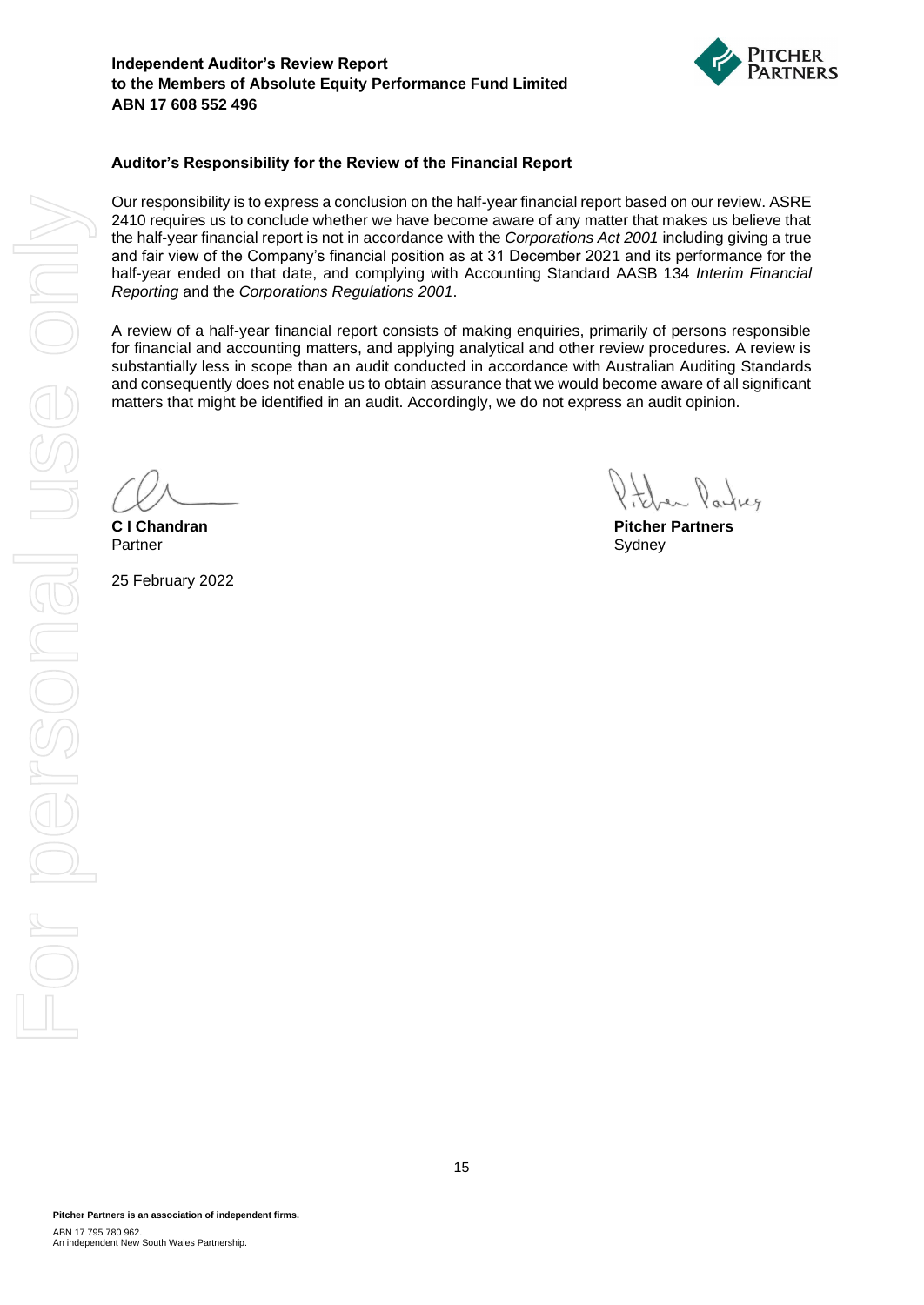**Independent Auditor's Review Report**
**to the Members of Absolute Equity Performance Fund Limited**
**ABN 17 608 552 496**

## Auditor's Responsibility for the Review of the Financial Report

Our responsibility is to express a conclusion on the half-year financial report based on our review. ASRE 2410 requires us to conclude whether we have become aware of any matter that makes us believe that the half-year financial report is not in accordance with the *Corporations Act 2001* including giving a true and fair view of the Company's financial position as at 31 December 2021 and its performance for the half-year ended on that date, and complying with Accounting Standard AASB 134 *Interim Financial Reporting* and the *Corporations Regulations 2001*.

A review of a half-year financial report consists of making enquiries, primarily of persons responsible for financial and accounting matters, and applying analytical and other review procedures. A review is substantially less in scope than an audit conducted in accordance with Australian Auditing Standards and consequently does not enable us to obtain assurance that we would become aware of all significant matters that might be identified in an audit. Accordingly, we do not express an audit opinion.

**C I Chandran**
Partner

25 February 2022

**Pitcher Partners**
Sydney

**Pitcher Partners is an association of independent firms.**
ABN 17 795 780 962.
An independent New South Wales Partnership.